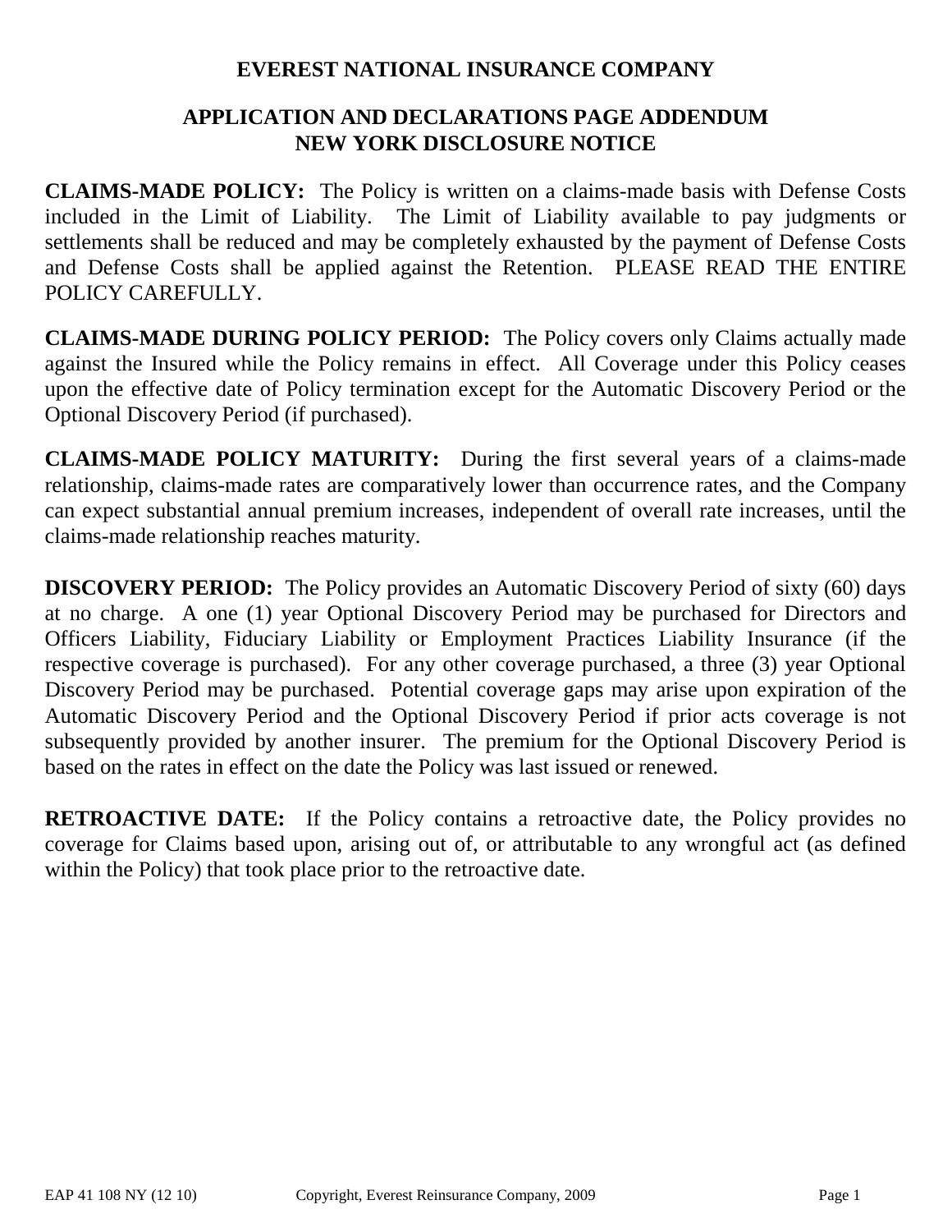# EVEREST NATIONAL INSURANCE COMPANY

## APPLICATION AND DECLARATIONS PAGE ADDENDUM
## NEW YORK DISCLOSURE NOTICE

**CLAIMS-MADE POLICY:** The Policy is written on a claims-made basis with Defense Costs included in the Limit of Liability. The Limit of Liability available to pay judgments or settlements shall be reduced and may be completely exhausted by the payment of Defense Costs and Defense Costs shall be applied against the Retention. PLEASE READ THE ENTIRE POLICY CAREFULLY.

**CLAIMS-MADE DURING POLICY PERIOD:** The Policy covers only Claims actually made against the Insured while the Policy remains in effect. All Coverage under this Policy ceases upon the effective date of Policy termination except for the Automatic Discovery Period or the Optional Discovery Period (if purchased).

**CLAIMS-MADE POLICY MATURITY:** During the first several years of a claims-made relationship, claims-made rates are comparatively lower than occurrence rates, and the Company can expect substantial annual premium increases, independent of overall rate increases, until the claims-made relationship reaches maturity.

**DISCOVERY PERIOD:** The Policy provides an Automatic Discovery Period of sixty (60) days at no charge. A one (1) year Optional Discovery Period may be purchased for Directors and Officers Liability, Fiduciary Liability or Employment Practices Liability Insurance (if the respective coverage is purchased). For any other coverage purchased, a three (3) year Optional Discovery Period may be purchased. Potential coverage gaps may arise upon expiration of the Automatic Discovery Period and the Optional Discovery Period if prior acts coverage is not subsequently provided by another insurer. The premium for the Optional Discovery Period is based on the rates in effect on the date the Policy was last issued or renewed.

**RETROACTIVE DATE:** If the Policy contains a retroactive date, the Policy provides no coverage for Claims based upon, arising out of, or attributable to any wrongful act (as defined within the Policy) that took place prior to the retroactive date.

EAP 41 108 NY (12 10) Copyright, Everest Reinsurance Company, 2009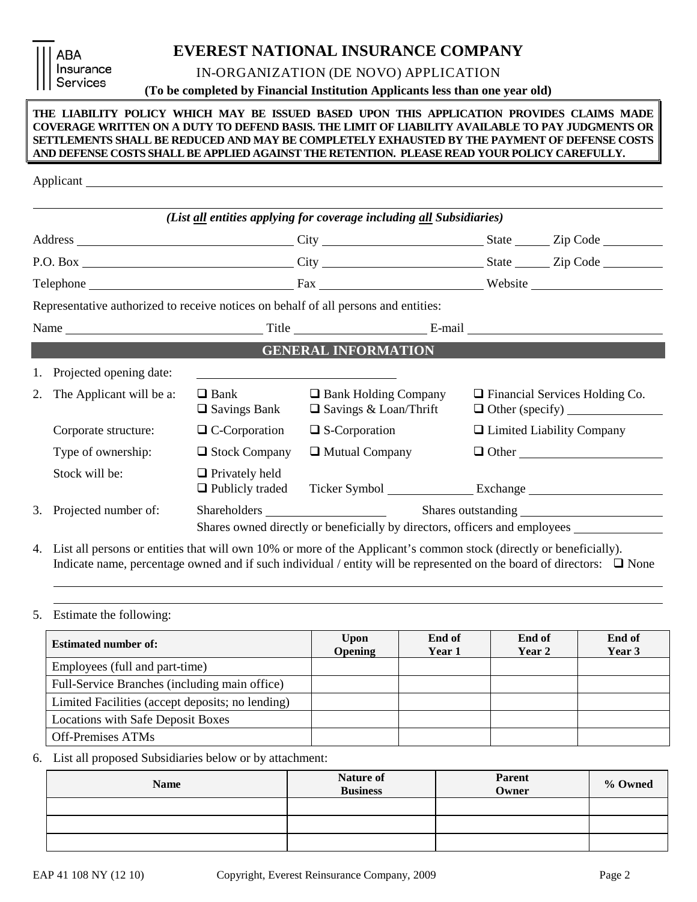ABA Insurance Services

# EVEREST NATIONAL INSURANCE COMPANY

IN-ORGANIZATION (DE NOVO) APPLICATION

**(To be completed by Financial Institution Applicants less than one year old)**

**THE LIABILITY POLICY WHICH MAY BE ISSUED BASED UPON THIS APPLICATION PROVIDES CLAIMS MADE COVERAGE WRITTEN ON A DUTY TO DEFEND BASIS. THE LIMIT OF LIABILITY AVAILABLE TO PAY JUDGMENTS OR SETTLEMENTS SHALL BE REDUCED AND MAY BE COMPLETELY EXHAUSTED BY THE PAYMENT OF DEFENSE COSTS AND DEFENSE COSTS SHALL BE APPLIED AGAINST THE RETENTION. PLEASE READ YOUR POLICY CAREFULLY.**

Applicant ______________________________________________

*(List all entities applying for coverage including all Subsidiaries)*

Address ____________________ City ____________________ State ______ Zip Code __________

P.O. Box ____________________ City ____________________ State ______ Zip Code __________

Telephone ____________________ Fax ____________________ Website ____________________

Representative authorized to receive notices on behalf of all persons and entities:

Name ____________________ Title ____________________ E-mail ____________________

## GENERAL INFORMATION

1. Projected opening date: ____________________

2. The Applicant will be a: ☐ Bank ☐ Savings Bank ☐ Bank Holding Company ☐ Savings & Loan/Thrift ☐ Financial Services Holding Co. ☐ Other (specify) __________

   Corporate structure: ☐ C-Corporation ☐ S-Corporation ☐ Limited Liability Company

   Type of ownership: ☐ Stock Company ☐ Mutual Company ☐ Other __________

   Stock will be: ☐ Privately held ☐ Publicly traded Ticker Symbol __________ Exchange __________

3. Projected number of: Shareholders __________ Shares outstanding __________

   Shares owned directly or beneficially by directors, officers and employees __________

4. List all persons or entities that will own 10% or more of the Applicant's common stock (directly or beneficially). Indicate name, percentage owned and if such individual / entity will be represented on the board of directors: ☐ None

   ______________________________________________

   ______________________________________________

5. Estimate the following:

| Estimated number of: | Upon Opening | End of Year 1 | End of Year 2 | End of Year 3 |
|---|---|---|---|---|
| Employees (full and part-time) | | | | |
| Full-Service Branches (including main office) | | | | |
| Limited Facilities (accept deposits; no lending) | | | | |
| Locations with Safe Deposit Boxes | | | | |
| Off-Premises ATMs | | | | |

6. List all proposed Subsidiaries below or by attachment:

| Name | Nature of Business | Parent Owner | % Owned |
|---|---|---|---|
| | | | |
| | | | |
| | | | |

EAP 41 108 NY (12 10) Copyright, Everest Reinsurance Company, 2009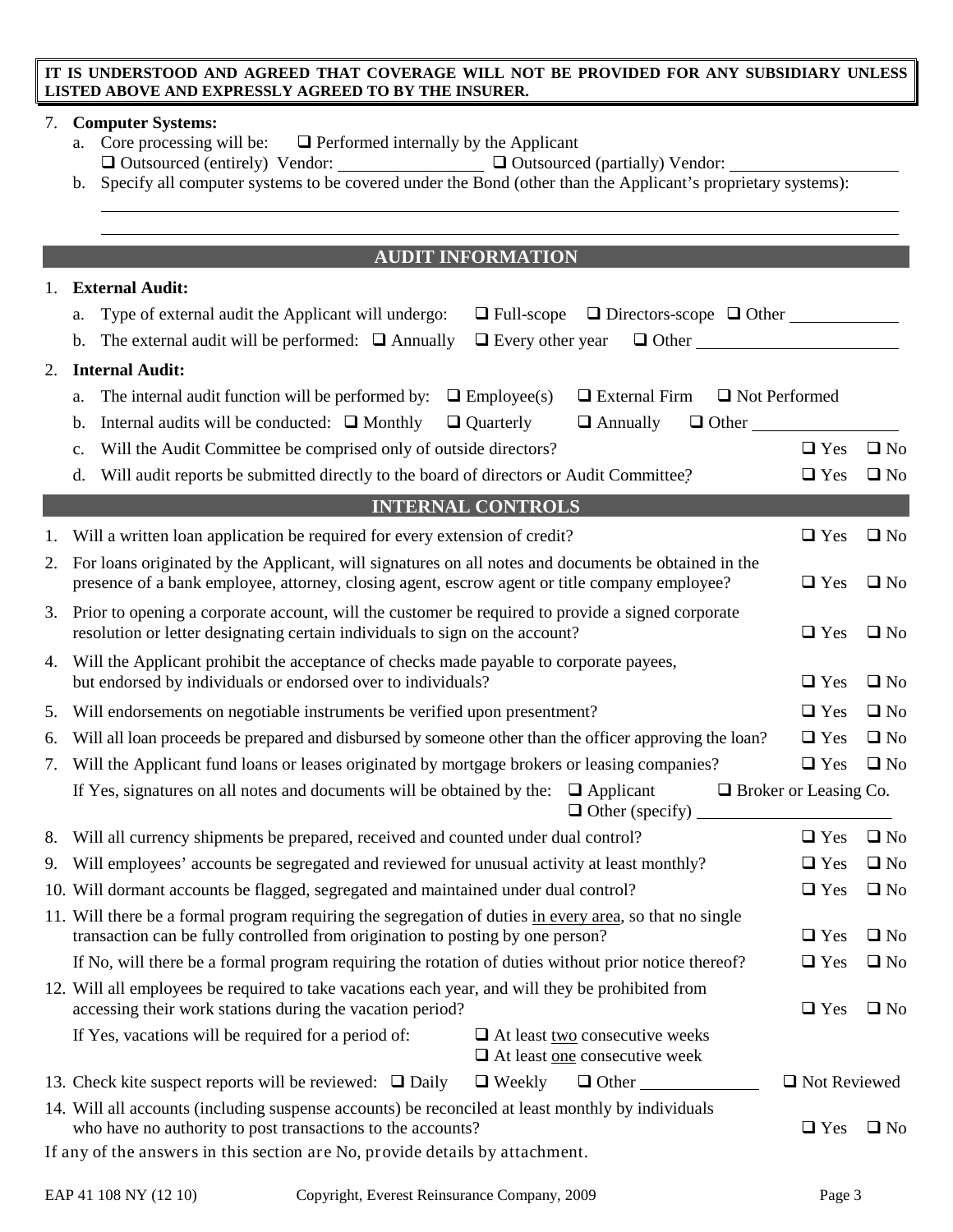**IT IS UNDERSTOOD AND AGREED THAT COVERAGE WILL NOT BE PROVIDED FOR ANY SUBSIDIARY UNLESS LISTED ABOVE AND EXPRESSLY AGREED TO BY THE INSURER.**

7. **Computer Systems:**
   a. Core processing will be: ❑ Performed internally by the Applicant
      ❑ Outsourced (entirely) Vendor: ________________ ❑ Outsourced (partially) Vendor: ________________
   b. Specify all computer systems to be covered under the Bond (other than the Applicant's proprietary systems):

   ______________________________________________________________________________

   ______________________________________________________________________________

## AUDIT INFORMATION

1. **External Audit:**
   a. Type of external audit the Applicant will undergo: ❑ Full-scope ❑ Directors-scope ❑ Other ____________
   b. The external audit will be performed: ❑ Annually ❑ Every other year ❑ Other ____________________
2. **Internal Audit:**
   a. The internal audit function will be performed by: ❑ Employee(s) ❑ External Firm ❑ Not Performed
   b. Internal audits will be conducted: ❑ Monthly ❑ Quarterly ❑ Annually ❑ Other ________________
   c. Will the Audit Committee be comprised only of outside directors? ❑ Yes ❑ No
   d. Will audit reports be submitted directly to the board of directors or Audit Committee? ❑ Yes ❑ No

## INTERNAL CONTROLS

1. Will a written loan application be required for every extension of credit? ❑ Yes ❑ No
2. For loans originated by the Applicant, will signatures on all notes and documents be obtained in the presence of a bank employee, attorney, closing agent, escrow agent or title company employee? ❑ Yes ❑ No
3. Prior to opening a corporate account, will the customer be required to provide a signed corporate resolution or letter designating certain individuals to sign on the account? ❑ Yes ❑ No
4. Will the Applicant prohibit the acceptance of checks made payable to corporate payees, but endorsed by individuals or endorsed over to individuals? ❑ Yes ❑ No
5. Will endorsements on negotiable instruments be verified upon presentment? ❑ Yes ❑ No
6. Will all loan proceeds be prepared and disbursed by someone other than the officer approving the loan? ❑ Yes ❑ No
7. Will the Applicant fund loans or leases originated by mortgage brokers or leasing companies? ❑ Yes ❑ No
   If Yes, signatures on all notes and documents will be obtained by the: ❑ Applicant ❑ Broker or Leasing Co. ❑ Other (specify) ____________________
8. Will all currency shipments be prepared, received and counted under dual control? ❑ Yes ❑ No
9. Will employees' accounts be segregated and reviewed for unusual activity at least monthly? ❑ Yes ❑ No
10. Will dormant accounts be flagged, segregated and maintained under dual control? ❑ Yes ❑ No
11. Will there be a formal program requiring the segregation of duties in every area, so that no single transaction can be fully controlled from origination to posting by one person? ❑ Yes ❑ No
    If No, will there be a formal program requiring the rotation of duties without prior notice thereof? ❑ Yes ❑ No
12. Will all employees be required to take vacations each year, and will they be prohibited from accessing their work stations during the vacation period? ❑ Yes ❑ No
    If Yes, vacations will be required for a period of: ❑ At least two consecutive weeks ❑ At least one consecutive week
13. Check kite suspect reports will be reviewed: ❑ Daily ❑ Weekly ❑ Other ____________ ❑ Not Reviewed
14. Will all accounts (including suspense accounts) be reconciled at least monthly by individuals who have no authority to post transactions to the accounts? ❑ Yes ❑ No

If any of the answers in this section are No, provide details by attachment.

EAP 41 108 NY (12 10) Copyright, Everest Reinsurance Company, 2009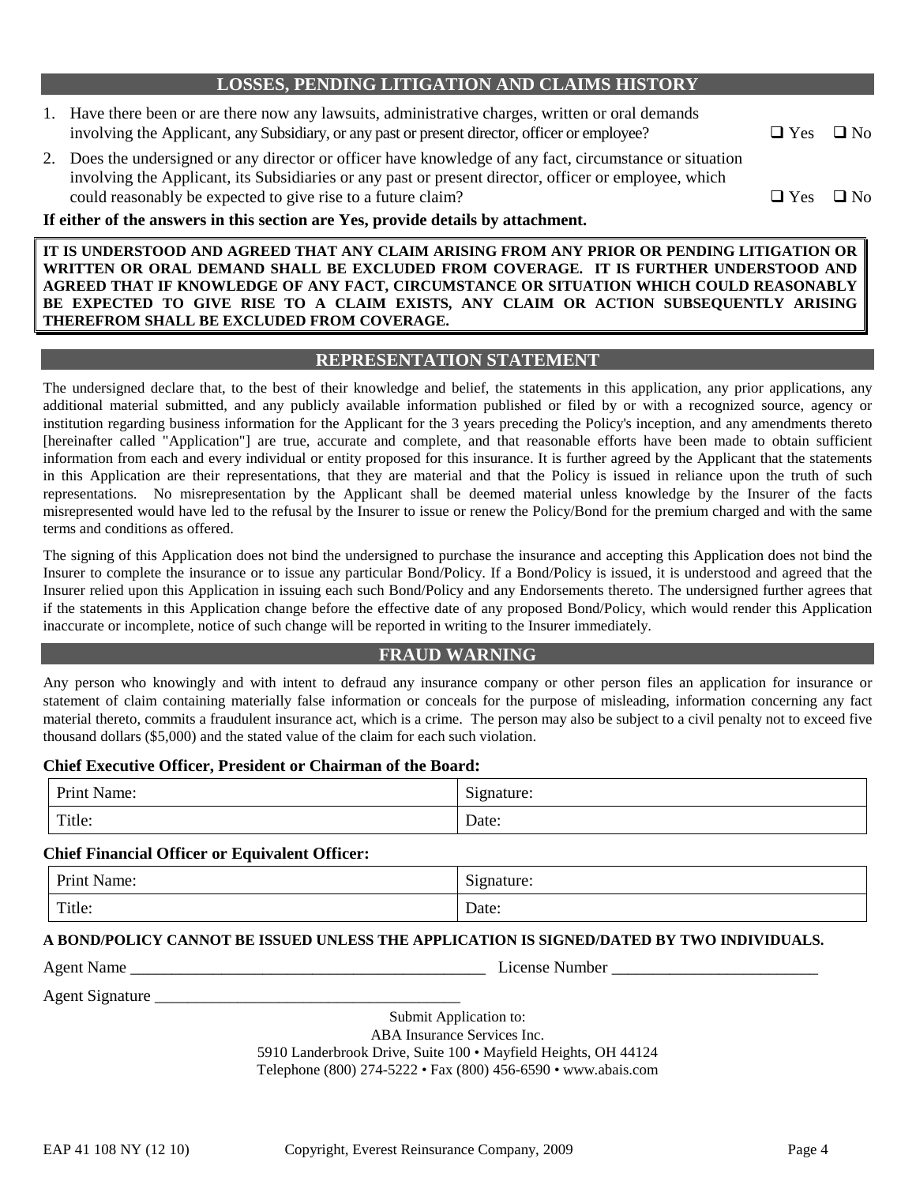## LOSSES, PENDING LITIGATION AND CLAIMS HISTORY

1. Have there been or are there now any lawsuits, administrative charges, written or oral demands involving the Applicant, any Subsidiary, or any past or present director, officer or employee? ❑ Yes ❑ No
2. Does the undersigned or any director or officer have knowledge of any fact, circumstance or situation involving the Applicant, its Subsidiaries or any past or present director, officer or employee, which could reasonably be expected to give rise to a future claim? ❑ Yes ❑ No

**If either of the answers in this section are Yes, provide details by attachment.**

**IT IS UNDERSTOOD AND AGREED THAT ANY CLAIM ARISING FROM ANY PRIOR OR PENDING LITIGATION OR WRITTEN OR ORAL DEMAND SHALL BE EXCLUDED FROM COVERAGE. IT IS FURTHER UNDERSTOOD AND AGREED THAT IF KNOWLEDGE OF ANY FACT, CIRCUMSTANCE OR SITUATION WHICH COULD REASONABLY BE EXPECTED TO GIVE RISE TO A CLAIM EXISTS, ANY CLAIM OR ACTION SUBSEQUENTLY ARISING THEREFROM SHALL BE EXCLUDED FROM COVERAGE.**

## REPRESENTATION STATEMENT

The undersigned declare that, to the best of their knowledge and belief, the statements in this application, any prior applications, any additional material submitted, and any publicly available information published or filed by or with a recognized source, agency or institution regarding business information for the Applicant for the 3 years preceding the Policy's inception, and any amendments thereto [hereinafter called "Application"] are true, accurate and complete, and that reasonable efforts have been made to obtain sufficient information from each and every individual or entity proposed for this insurance. It is further agreed by the Applicant that the statements in this Application are their representations, that they are material and that the Policy is issued in reliance upon the truth of such representations. No misrepresentation by the Applicant shall be deemed material unless knowledge by the Insurer of the facts misrepresented would have led to the refusal by the Insurer to issue or renew the Policy/Bond for the premium charged and with the same terms and conditions as offered.

The signing of this Application does not bind the undersigned to purchase the insurance and accepting this Application does not bind the Insurer to complete the insurance or to issue any particular Bond/Policy. If a Bond/Policy is issued, it is understood and agreed that the Insurer relied upon this Application in issuing each such Bond/Policy and any Endorsements thereto. The undersigned further agrees that if the statements in this Application change before the effective date of any proposed Bond/Policy, which would render this Application inaccurate or incomplete, notice of such change will be reported in writing to the Insurer immediately.

## FRAUD WARNING

Any person who knowingly and with intent to defraud any insurance company or other person files an application for insurance or statement of claim containing materially false information or conceals for the purpose of misleading, information concerning any fact material thereto, commits a fraudulent insurance act, which is a crime. The person may also be subject to a civil penalty not to exceed five thousand dollars ($5,000) and the stated value of the claim for each such violation.

**Chief Executive Officer, President or Chairman of the Board:**

| | |
|---|---|
| Print Name: | Signature: |
| Title: | Date: |

**Chief Financial Officer or Equivalent Officer:**

| | |
|---|---|
| Print Name: | Signature: |
| Title: | Date: |

**A BOND/POLICY CANNOT BE ISSUED UNLESS THE APPLICATION IS SIGNED/DATED BY TWO INDIVIDUALS.**

Agent Name ____________________________________________ License Number _________________________

Agent Signature ______________________________________

Submit Application to:
ABA Insurance Services Inc.
5910 Landerbrook Drive, Suite 100 • Mayfield Heights, OH 44124
Telephone (800) 274-5222 • Fax (800) 456-6590 • www.abais.com

EAP 41 108 NY (12 10) Copyright, Everest Reinsurance Company, 2009